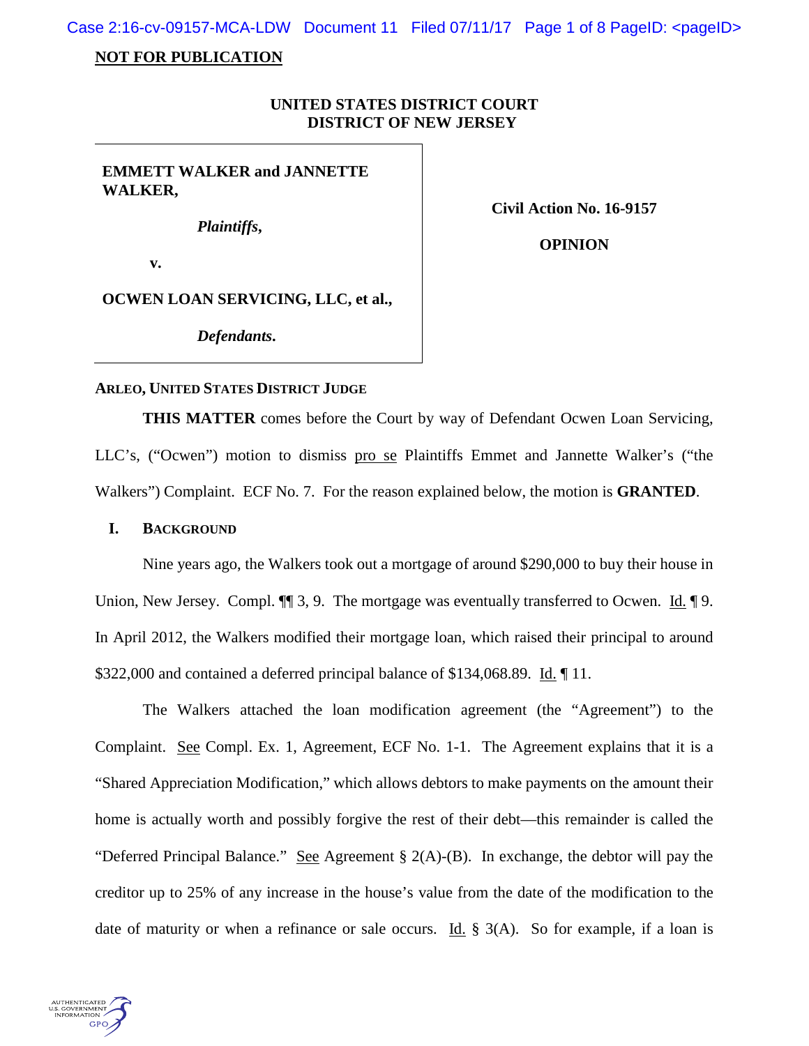**NOT FOR PUBLICATION**

**UNITED STATES DISTRICT COURT**
**DISTRICT OF NEW JERSEY**

| | |
|---|---|
| **EMMETT WALKER and JANNETTE WALKER,** *Plaintiffs,* v. **OCWEN LOAN SERVICING, LLC, et al.,** *Defendants.* | **Civil Action No. 16-9157** **OPINION** |

**ARLEO, UNITED STATES DISTRICT JUDGE**

**THIS MATTER** comes before the Court by way of Defendant Ocwen Loan Servicing, LLC's, ("Ocwen") motion to dismiss pro se Plaintiffs Emmet and Jannette Walker's ("the Walkers") Complaint. ECF No. 7. For the reason explained below, the motion is **GRANTED**.

## I. BACKGROUND

Nine years ago, the Walkers took out a mortgage of around $290,000 to buy their house in Union, New Jersey. Compl. ¶¶ 3, 9. The mortgage was eventually transferred to Ocwen. Id. ¶ 9. In April 2012, the Walkers modified their mortgage loan, which raised their principal to around $322,000 and contained a deferred principal balance of $134,068.89. Id. ¶ 11.

The Walkers attached the loan modification agreement (the "Agreement") to the Complaint. See Compl. Ex. 1, Agreement, ECF No. 1-1. The Agreement explains that it is a "Shared Appreciation Modification," which allows debtors to make payments on the amount their home is actually worth and possibly forgive the rest of their debt—this remainder is called the "Deferred Principal Balance." See Agreement § 2(A)-(B). In exchange, the debtor will pay the creditor up to 25% of any increase in the house's value from the date of the modification to the date of maturity or when a refinance or sale occurs. Id. § 3(A). So for example, if a loan is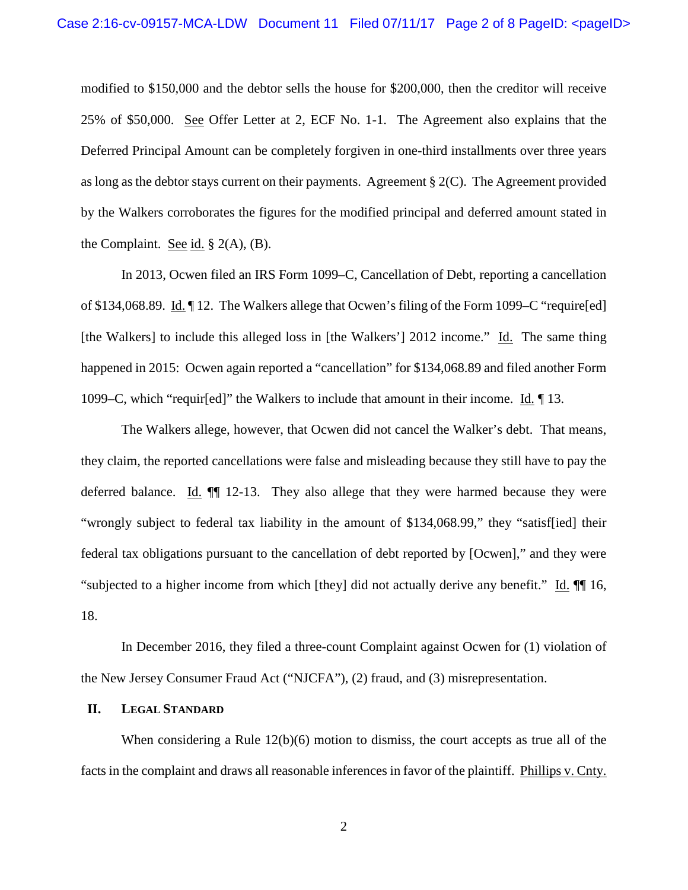modified to $150,000 and the debtor sells the house for $200,000, then the creditor will receive 25% of $50,000. See Offer Letter at 2, ECF No. 1-1. The Agreement also explains that the Deferred Principal Amount can be completely forgiven in one-third installments over three years as long as the debtor stays current on their payments. Agreement § 2(C). The Agreement provided by the Walkers corroborates the figures for the modified principal and deferred amount stated in the Complaint. See id. § 2(A), (B).

In 2013, Ocwen filed an IRS Form 1099–C, Cancellation of Debt, reporting a cancellation of $134,068.89. Id. ¶ 12. The Walkers allege that Ocwen's filing of the Form 1099–C "require[ed] [the Walkers] to include this alleged loss in [the Walkers'] 2012 income." Id. The same thing happened in 2015: Ocwen again reported a "cancellation" for $134,068.89 and filed another Form 1099–C, which "requir[ed]" the Walkers to include that amount in their income. Id. ¶ 13.

The Walkers allege, however, that Ocwen did not cancel the Walker's debt. That means, they claim, the reported cancellations were false and misleading because they still have to pay the deferred balance. Id. ¶¶ 12-13. They also allege that they were harmed because they were "wrongly subject to federal tax liability in the amount of $134,068.99," they "satisf[ied] their federal tax obligations pursuant to the cancellation of debt reported by [Ocwen]," and they were "subjected to a higher income from which [they] did not actually derive any benefit." Id. ¶¶ 16, 18.

In December 2016, they filed a three-count Complaint against Ocwen for (1) violation of the New Jersey Consumer Fraud Act ("NJCFA"), (2) fraud, and (3) misrepresentation.

## II. Legal Standard

When considering a Rule 12(b)(6) motion to dismiss, the court accepts as true all of the facts in the complaint and draws all reasonable inferences in favor of the plaintiff. Phillips v. Cnty.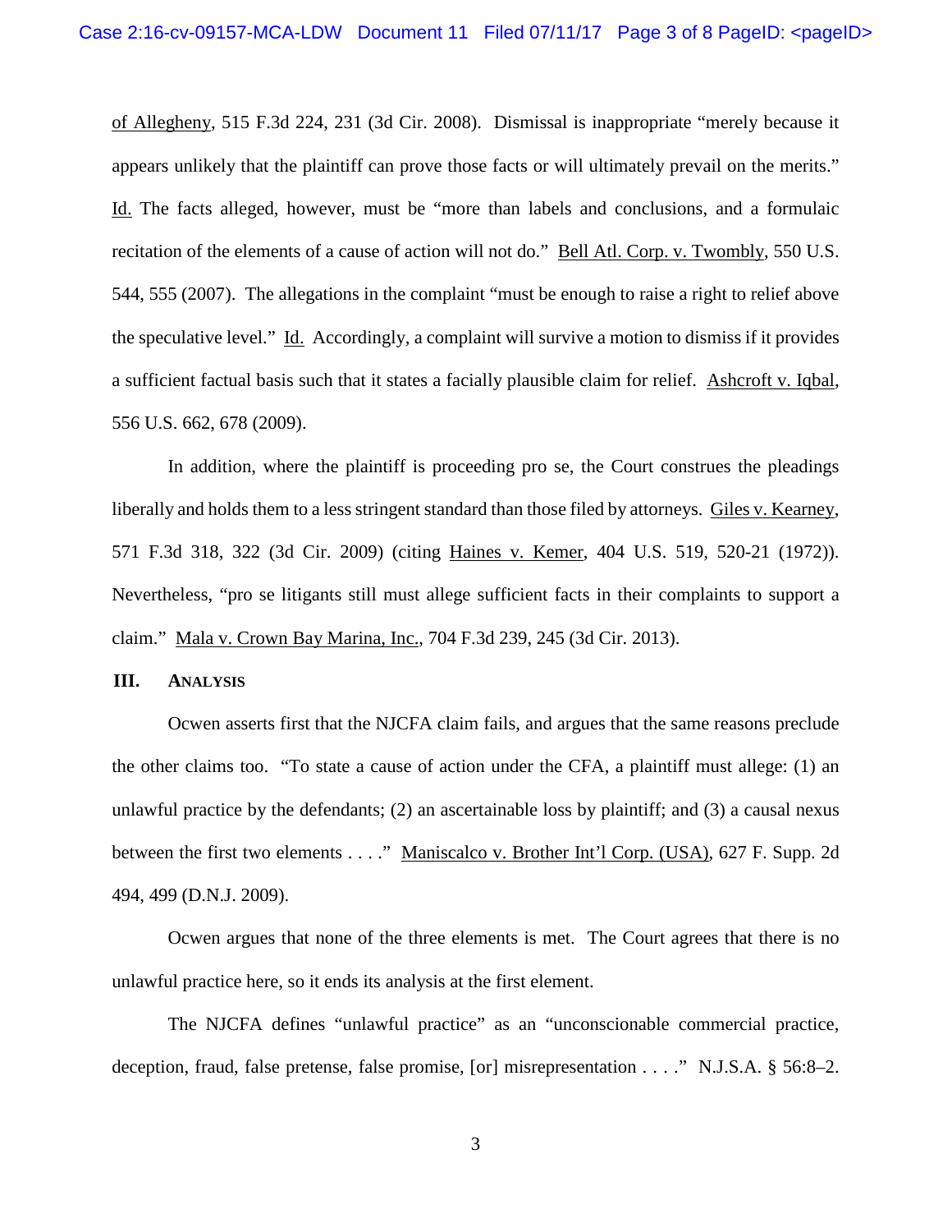of Allegheny, 515 F.3d 224, 231 (3d Cir. 2008). Dismissal is inappropriate "merely because it appears unlikely that the plaintiff can prove those facts or will ultimately prevail on the merits." Id. The facts alleged, however, must be "more than labels and conclusions, and a formulaic recitation of the elements of a cause of action will not do." Bell Atl. Corp. v. Twombly, 550 U.S. 544, 555 (2007). The allegations in the complaint "must be enough to raise a right to relief above the speculative level." Id. Accordingly, a complaint will survive a motion to dismiss if it provides a sufficient factual basis such that it states a facially plausible claim for relief. Ashcroft v. Iqbal, 556 U.S. 662, 678 (2009).

In addition, where the plaintiff is proceeding pro se, the Court construes the pleadings liberally and holds them to a less stringent standard than those filed by attorneys. Giles v. Kearney, 571 F.3d 318, 322 (3d Cir. 2009) (citing Haines v. Kemer, 404 U.S. 519, 520-21 (1972)). Nevertheless, "pro se litigants still must allege sufficient facts in their complaints to support a claim." Mala v. Crown Bay Marina, Inc., 704 F.3d 239, 245 (3d Cir. 2013).

## III. ANALYSIS

Ocwen asserts first that the NJCFA claim fails, and argues that the same reasons preclude the other claims too. "To state a cause of action under the CFA, a plaintiff must allege: (1) an unlawful practice by the defendants; (2) an ascertainable loss by plaintiff; and (3) a causal nexus between the first two elements . . . ." Maniscalco v. Brother Int'l Corp. (USA), 627 F. Supp. 2d 494, 499 (D.N.J. 2009).

Ocwen argues that none of the three elements is met. The Court agrees that there is no unlawful practice here, so it ends its analysis at the first element.

The NJCFA defines "unlawful practice" as an "unconscionable commercial practice, deception, fraud, false pretense, false promise, [or] misrepresentation . . . ." N.J.S.A. § 56:8–2.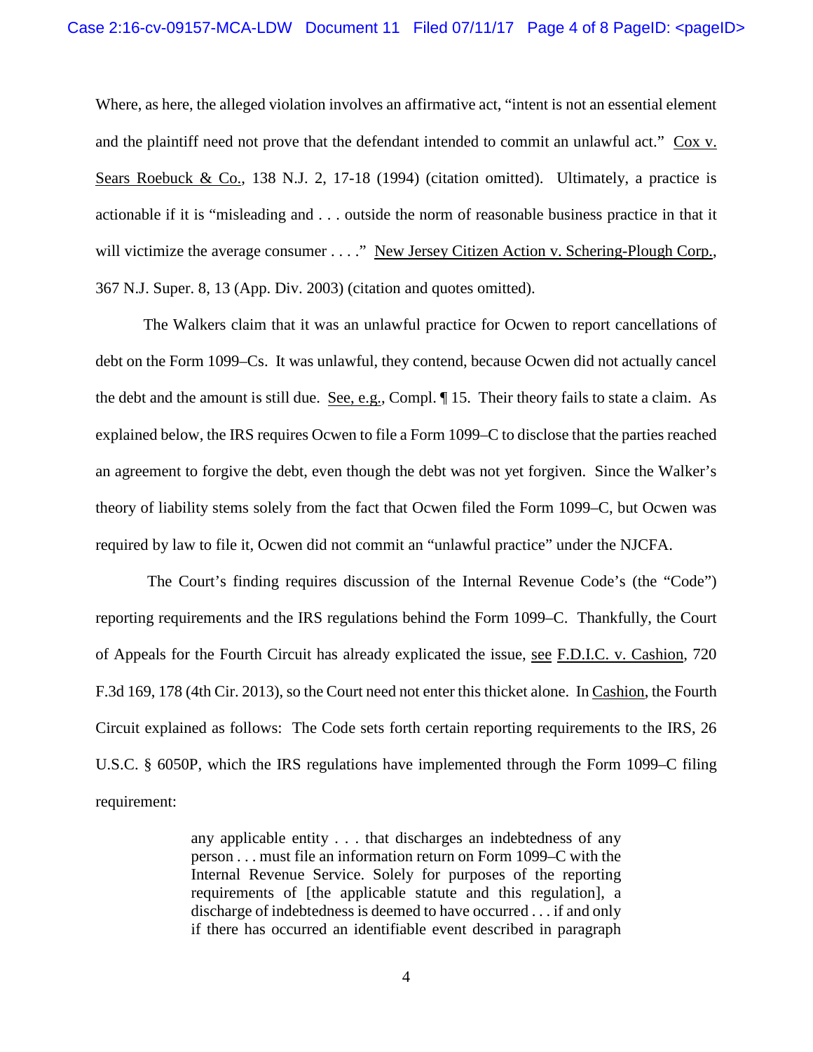Where, as here, the alleged violation involves an affirmative act, "intent is not an essential element and the plaintiff need not prove that the defendant intended to commit an unlawful act." Cox v. Sears Roebuck & Co., 138 N.J. 2, 17-18 (1994) (citation omitted). Ultimately, a practice is actionable if it is "misleading and . . . outside the norm of reasonable business practice in that it will victimize the average consumer . . . ." New Jersey Citizen Action v. Schering-Plough Corp., 367 N.J. Super. 8, 13 (App. Div. 2003) (citation and quotes omitted).

The Walkers claim that it was an unlawful practice for Ocwen to report cancellations of debt on the Form 1099–Cs. It was unlawful, they contend, because Ocwen did not actually cancel the debt and the amount is still due. See, e.g., Compl. ¶ 15. Their theory fails to state a claim. As explained below, the IRS requires Ocwen to file a Form 1099–C to disclose that the parties reached an agreement to forgive the debt, even though the debt was not yet forgiven. Since the Walker's theory of liability stems solely from the fact that Ocwen filed the Form 1099–C, but Ocwen was required by law to file it, Ocwen did not commit an "unlawful practice" under the NJCFA.

The Court's finding requires discussion of the Internal Revenue Code's (the "Code") reporting requirements and the IRS regulations behind the Form 1099–C. Thankfully, the Court of Appeals for the Fourth Circuit has already explicated the issue, see F.D.I.C. v. Cashion, 720 F.3d 169, 178 (4th Cir. 2013), so the Court need not enter this thicket alone. In Cashion, the Fourth Circuit explained as follows: The Code sets forth certain reporting requirements to the IRS, 26 U.S.C. § 6050P, which the IRS regulations have implemented through the Form 1099–C filing requirement:

> any applicable entity . . . that discharges an indebtedness of any person . . . must file an information return on Form 1099–C with the Internal Revenue Service. Solely for purposes of the reporting requirements of [the applicable statute and this regulation], a discharge of indebtedness is deemed to have occurred . . . if and only if there has occurred an identifiable event described in paragraph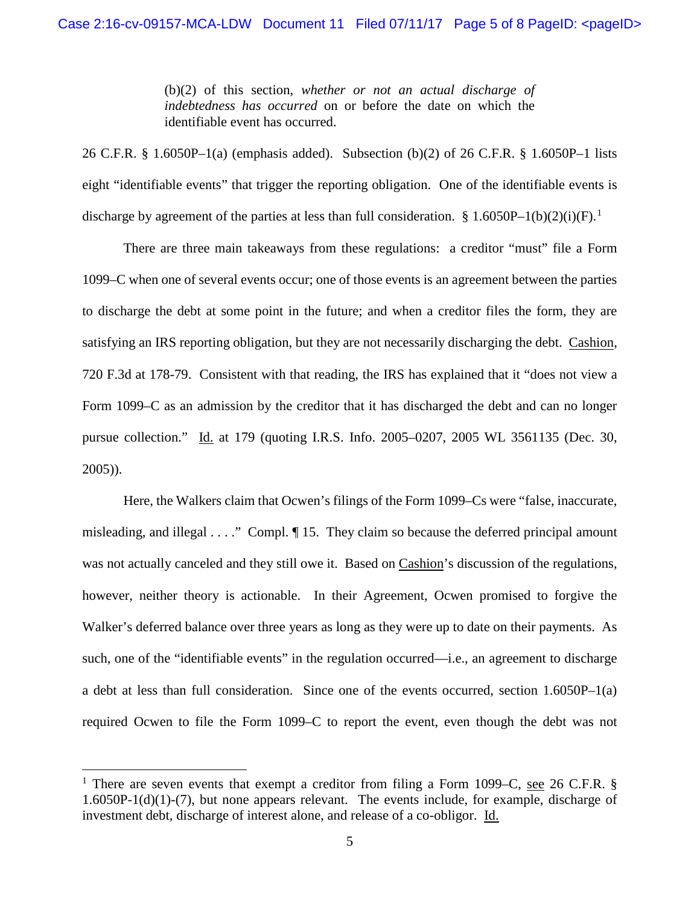> (b)(2) of this section, *whether or not an actual discharge of indebtedness has occurred* on or before the date on which the identifiable event has occurred.

26 C.F.R. § 1.6050P–1(a) (emphasis added). Subsection (b)(2) of 26 C.F.R. § 1.6050P–1 lists eight "identifiable events" that trigger the reporting obligation. One of the identifiable events is discharge by agreement of the parties at less than full consideration. § 1.6050P–1(b)(2)(i)(F).[1]

There are three main takeaways from these regulations: a creditor "must" file a Form 1099–C when one of several events occur; one of those events is an agreement between the parties to discharge the debt at some point in the future; and when a creditor files the form, they are satisfying an IRS reporting obligation, but they are not necessarily discharging the debt. Cashion, 720 F.3d at 178-79. Consistent with that reading, the IRS has explained that it "does not view a Form 1099–C as an admission by the creditor that it has discharged the debt and can no longer pursue collection." Id. at 179 (quoting I.R.S. Info. 2005–0207, 2005 WL 3561135 (Dec. 30, 2005)).

Here, the Walkers claim that Ocwen's filings of the Form 1099–Cs were "false, inaccurate, misleading, and illegal . . . ." Compl. ¶ 15. They claim so because the deferred principal amount was not actually canceled and they still owe it. Based on Cashion's discussion of the regulations, however, neither theory is actionable. In their Agreement, Ocwen promised to forgive the Walker's deferred balance over three years as long as they were up to date on their payments. As such, one of the "identifiable events" in the regulation occurred—i.e., an agreement to discharge a debt at less than full consideration. Since one of the events occurred, section 1.6050P–1(a) required Ocwen to file the Form 1099–C to report the event, even though the debt was not

---

[1] There are seven events that exempt a creditor from filing a Form 1099–C, see 26 C.F.R. § 1.6050P-1(d)(1)-(7), but none appears relevant. The events include, for example, discharge of investment debt, discharge of interest alone, and release of a co-obligor. Id.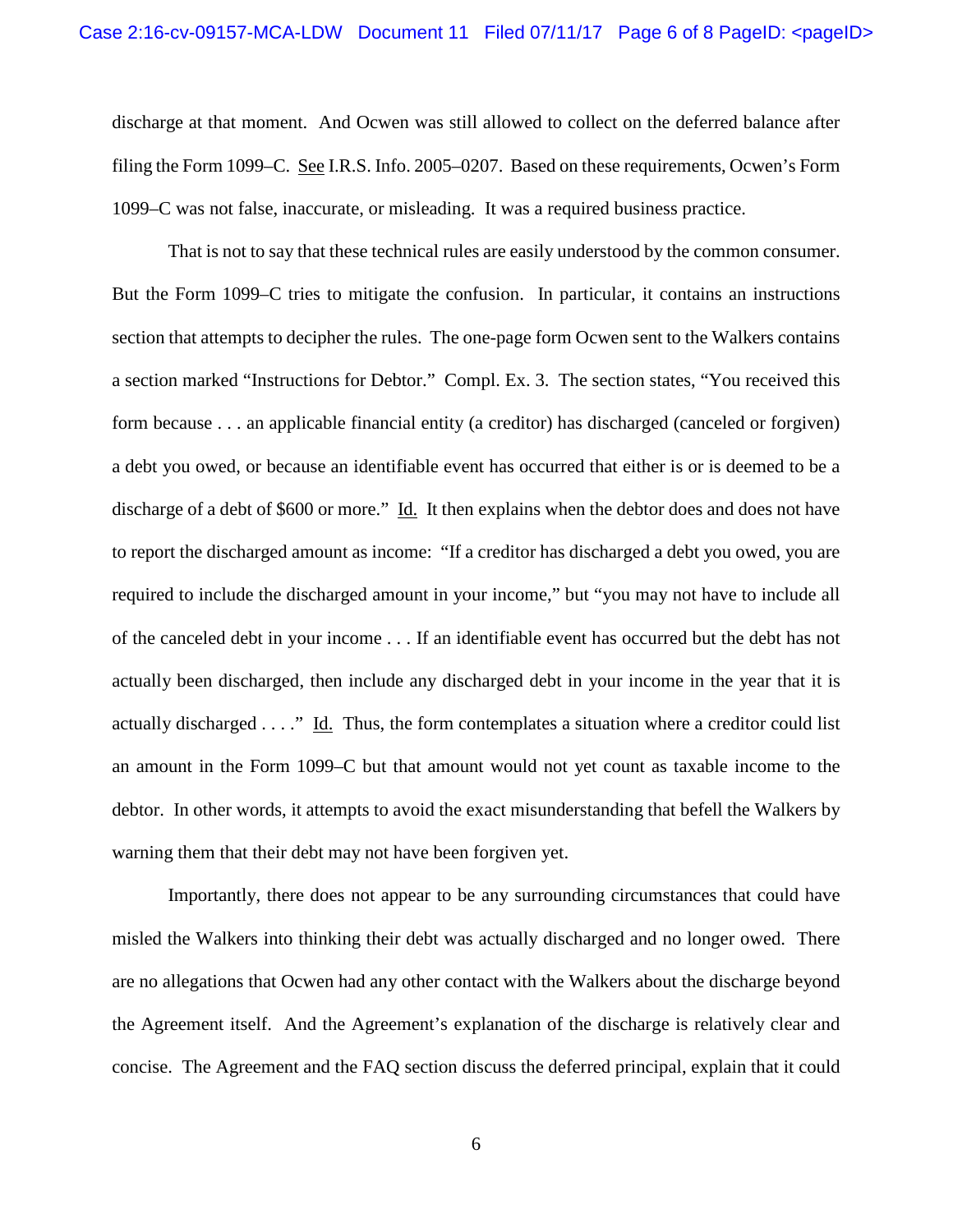discharge at that moment. And Ocwen was still allowed to collect on the deferred balance after filing the Form 1099–C. See I.R.S. Info. 2005–0207. Based on these requirements, Ocwen's Form 1099–C was not false, inaccurate, or misleading. It was a required business practice.

That is not to say that these technical rules are easily understood by the common consumer. But the Form 1099–C tries to mitigate the confusion. In particular, it contains an instructions section that attempts to decipher the rules. The one-page form Ocwen sent to the Walkers contains a section marked "Instructions for Debtor." Compl. Ex. 3. The section states, "You received this form because . . . an applicable financial entity (a creditor) has discharged (canceled or forgiven) a debt you owed, or because an identifiable event has occurred that either is or is deemed to be a discharge of a debt of $600 or more." Id. It then explains when the debtor does and does not have to report the discharged amount as income: "If a creditor has discharged a debt you owed, you are required to include the discharged amount in your income," but "you may not have to include all of the canceled debt in your income . . . If an identifiable event has occurred but the debt has not actually been discharged, then include any discharged debt in your income in the year that it is actually discharged . . . ." Id. Thus, the form contemplates a situation where a creditor could list an amount in the Form 1099–C but that amount would not yet count as taxable income to the debtor. In other words, it attempts to avoid the exact misunderstanding that befell the Walkers by warning them that their debt may not have been forgiven yet.

Importantly, there does not appear to be any surrounding circumstances that could have misled the Walkers into thinking their debt was actually discharged and no longer owed. There are no allegations that Ocwen had any other contact with the Walkers about the discharge beyond the Agreement itself. And the Agreement's explanation of the discharge is relatively clear and concise. The Agreement and the FAQ section discuss the deferred principal, explain that it could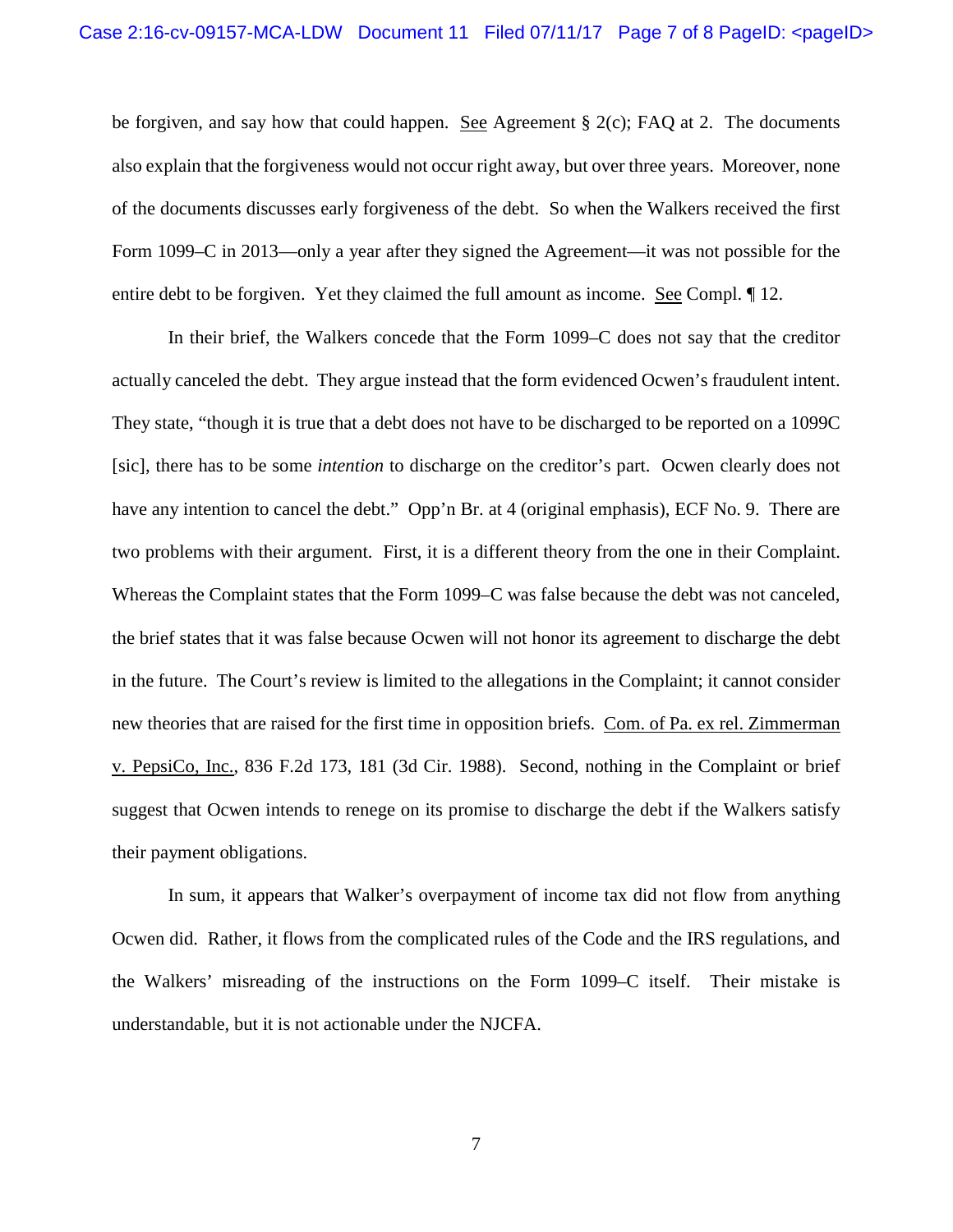be forgiven, and say how that could happen. See Agreement § 2(c); FAQ at 2. The documents also explain that the forgiveness would not occur right away, but over three years. Moreover, none of the documents discusses early forgiveness of the debt. So when the Walkers received the first Form 1099–C in 2013—only a year after they signed the Agreement—it was not possible for the entire debt to be forgiven. Yet they claimed the full amount as income. See Compl. ¶ 12.

In their brief, the Walkers concede that the Form 1099–C does not say that the creditor actually canceled the debt. They argue instead that the form evidenced Ocwen's fraudulent intent. They state, "though it is true that a debt does not have to be discharged to be reported on a 1099C [sic], there has to be some *intention* to discharge on the creditor's part. Ocwen clearly does not have any intention to cancel the debt." Opp'n Br. at 4 (original emphasis), ECF No. 9. There are two problems with their argument. First, it is a different theory from the one in their Complaint. Whereas the Complaint states that the Form 1099–C was false because the debt was not canceled, the brief states that it was false because Ocwen will not honor its agreement to discharge the debt in the future. The Court's review is limited to the allegations in the Complaint; it cannot consider new theories that are raised for the first time in opposition briefs. Com. of Pa. ex rel. Zimmerman v. PepsiCo, Inc., 836 F.2d 173, 181 (3d Cir. 1988). Second, nothing in the Complaint or brief suggest that Ocwen intends to renege on its promise to discharge the debt if the Walkers satisfy their payment obligations.

In sum, it appears that Walker's overpayment of income tax did not flow from anything Ocwen did. Rather, it flows from the complicated rules of the Code and the IRS regulations, and the Walkers' misreading of the instructions on the Form 1099–C itself. Their mistake is understandable, but it is not actionable under the NJCFA.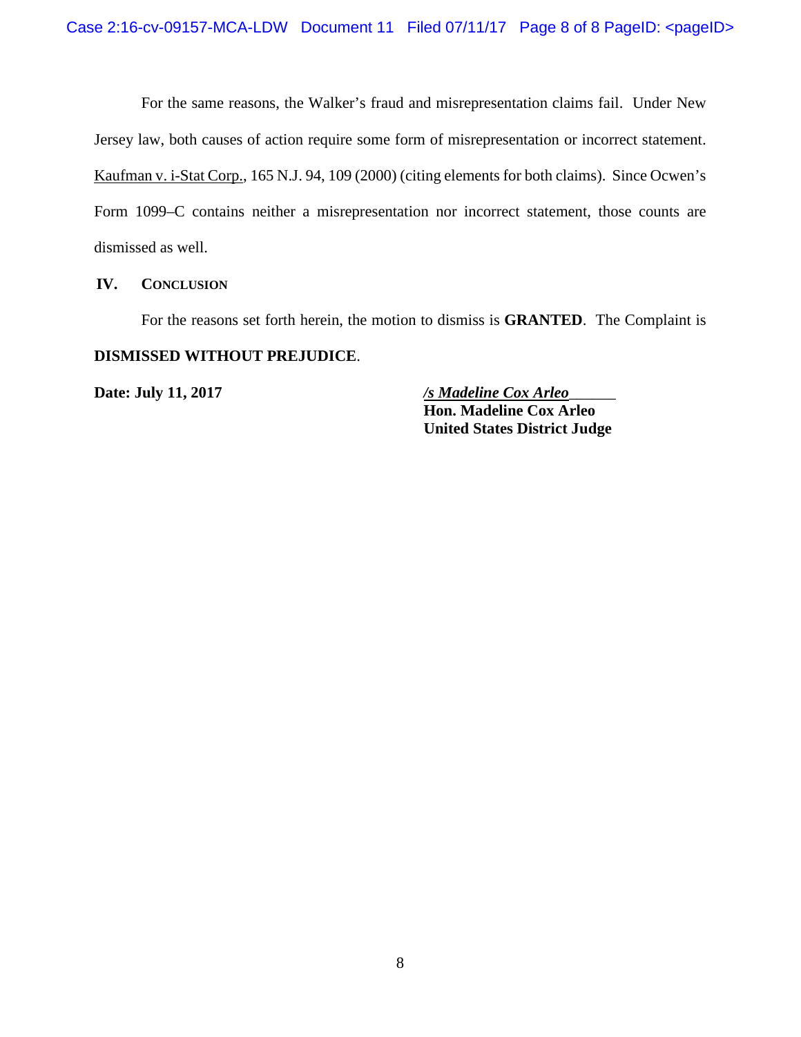For the same reasons, the Walker's fraud and misrepresentation claims fail. Under New Jersey law, both causes of action require some form of misrepresentation or incorrect statement. Kaufman v. i-Stat Corp., 165 N.J. 94, 109 (2000) (citing elements for both claims). Since Ocwen's Form 1099–C contains neither a misrepresentation nor incorrect statement, those counts are dismissed as well.

## IV. CONCLUSION

For the reasons set forth herein, the motion to dismiss is **GRANTED**. The Complaint is **DISMISSED WITHOUT PREJUDICE**.

**Date: July 11, 2017**

***/s Madeline Cox Arleo***
**Hon. Madeline Cox Arleo**
**United States District Judge**